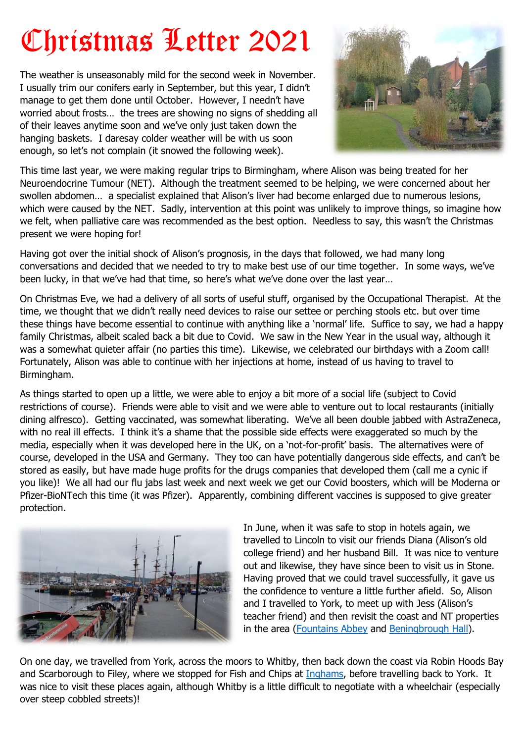# Christmas Letter 2021

The weather is unseasonably mild for the second week in November. I usually trim our conifers early in September, but this year, I didn't manage to get them done until October. However, I needn't have worried about frosts… the trees are showing no signs of shedding all of their leaves anytime soon and we've only just taken down the hanging baskets. I daresay colder weather will be with us soon enough, so let's not complain (it snowed the following week).

This time last year, we were making regular trips to Birmingham, where Alison was being treated for her Neuroendocrine Tumour (NET). Although the treatment seemed to be helping, we were concerned about her swollen abdomen… a specialist explained that Alison's liver had become enlarged due to numerous lesions, which were caused by the NET. Sadly, intervention at this point was unlikely to improve things, so imagine how we felt, when palliative care was recommended as the best option. Needless to say, this wasn't the Christmas present we were hoping for!

Having got over the initial shock of Alison's prognosis, in the days that followed, we had many long conversations and decided that we needed to try to make best use of our time together. In some ways, we've been lucky, in that we've had that time, so here's what we've done over the last year…

On Christmas Eve, we had a delivery of all sorts of useful stuff, organised by the Occupational Therapist. At the time, we thought that we didn't really need devices to raise our settee or perching stools etc. but over time these things have become essential to continue with anything like a 'normal' life. Suffice to say, we had a happy family Christmas, albeit scaled back a bit due to Covid. We saw in the New Year in the usual way, although it was a somewhat quieter affair (no parties this time). Likewise, we celebrated our birthdays with a Zoom call! Fortunately, Alison was able to continue with her injections at home, instead of us having to travel to Birmingham.

As things started to open up a little, we were able to enjoy a bit more of a social life (subject to Covid restrictions of course). Friends were able to visit and we were able to venture out to local restaurants (initially dining alfresco). Getting vaccinated, was somewhat liberating. We've all been double jabbed with AstraZeneca, with no real ill effects. I think it's a shame that the possible side effects were exaggerated so much by the media, especially when it was developed here in the UK, on a 'not-for-profit' basis. The alternatives were of course, developed in the USA and Germany. They too can have potentially dangerous side effects, and can't be stored as easily, but have made huge profits for the drugs companies that developed them (call me a cynic if you like)! We all had our flu jabs last week and next week we get our Covid boosters, which will be Moderna or Pfizer-BioNTech this time (it was Pfizer). Apparently, combining different vaccines is supposed to give greater protection.

In June, when it was safe to stop in hotels again, we travelled to Lincoln to visit our friends Diana (Alison's old college friend) and her husband Bill. It was nice to venture out and likewise, they have since been to visit us in Stone. Having proved that we could travel successfully, it gave us the confidence to venture a little further afield. So, Alison and I travelled to York, to meet up with Jess (Alison's teacher friend) and then revisit the coast and NT properties in the area (Fountains Abbey and Beningbrough Hall).

On one day, we travelled from York, across the moors to Whitby, then back down the coast via Robin Hoods Bay and Scarborough to Filey, where we stopped for Fish and Chips at Inghams, before travelling back to York. It was nice to visit these places again, although Whitby is a little difficult to negotiate with a wheelchair (especially over steep cobbled streets)!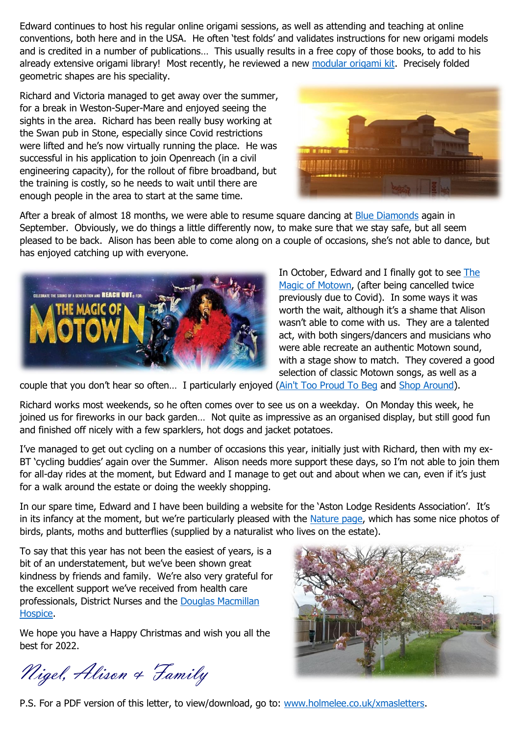Edward continues to host his regular online origami sessions, as well as attending and teaching at online conventions, both here and in the USA. He often 'test folds' and validates instructions for new origami models and is credited in a number of publications… This usually results in a free copy of those books, to add to his already extensive origami library! Most recently, he reviewed a new [modular origami kit](). Precisely folded geometric shapes are his speciality.

Richard and Victoria managed to get away over the summer, for a break in Weston-Super-Mare and enjoyed seeing the sights in the area. Richard has been really busy working at the Swan pub in Stone, especially since Covid restrictions were lifted and he's now virtually running the place. He was successful in his application to join Openreach (in a civil engineering capacity), for the rollout of fibre broadband, but the training is costly, so he needs to wait until there are enough people in the area to start at the same time.

After a break of almost 18 months, we were able to resume square dancing at [Blue Diamonds]() again in September. Obviously, we do things a little differently now, to make sure that we stay safe, but all seem pleased to be back. Alison has been able to come along on a couple of occasions, she's not able to dance, but has enjoyed catching up with everyone.

In October, Edward and I finally got to see [The Magic of Motown](), (after being cancelled twice previously due to Covid). In some ways it was worth the wait, although it's a shame that Alison wasn't able to come with us. They are a talented act, with both singers/dancers and musicians who were able recreate an authentic Motown sound, with a stage show to match. They covered a good selection of classic Motown songs, as well as a couple that you don't hear so often… I particularly enjoyed ([Ain't Too Proud To Beg]() and [Shop Around]()).

Richard works most weekends, so he often comes over to see us on a weekday. On Monday this week, he joined us for fireworks in our back garden… Not quite as impressive as an organised display, but still good fun and finished off nicely with a few sparklers, hot dogs and jacket potatoes.

I've managed to get out cycling on a number of occasions this year, initially just with Richard, then with my ex-BT 'cycling buddies' again over the Summer. Alison needs more support these days, so I'm not able to join them for all-day rides at the moment, but Edward and I manage to get out and about when we can, even if it's just for a walk around the estate or doing the weekly shopping.

In our spare time, Edward and I have been building a website for the 'Aston Lodge Residents Association'. It's in its infancy at the moment, but we're particularly pleased with the [Nature page](), which has some nice photos of birds, plants, moths and butterflies (supplied by a naturalist who lives on the estate).

To say that this year has not been the easiest of years, is a bit of an understatement, but we've been shown great kindness by friends and family. We're also very grateful for the excellent support we've received from health care professionals, District Nurses and the [Douglas Macmillan Hospice]().

We hope you have a Happy Christmas and wish you all the best for 2022.

*Nigel, Alison & Family*

P.S. For a PDF version of this letter, to view/download, go to: [www.holmelee.co.uk/xmasletters](www.holmelee.co.uk/xmasletters).